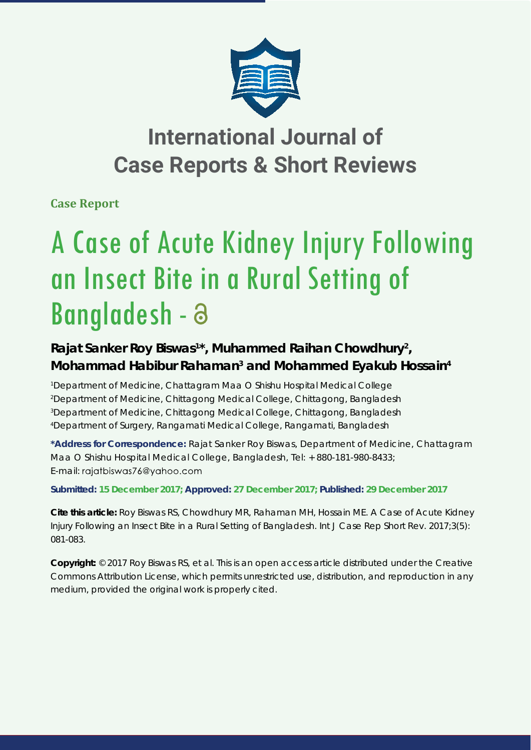# International Journal of Case Reports & Short Reviews

**Case Report**

# A Case of Acute Kidney Injury Following an Insect Bite in a Rural Setting of Bangladesh

**Rajat Sanker Roy Biswas[1]*, Muhammed Raihan Chowdhury[2], Mohammad Habibur Rahaman[3] and Mohammed Eyakub Hossain[4]**

[1]Department of Medicine, Chattagram Maa O Shishu Hospital Medical College
[2]Department of Medicine, Chittagong Medical College, Chittagong, Bangladesh
[3]Department of Medicine, Chittagong Medical College, Chittagong, Bangladesh
[4]Department of Surgery, Rangamati Medical College, Rangamati, Bangladesh

**\*Address for Correspondence:** Rajat Sanker Roy Biswas, Department of Medicine, Chattagram Maa O Shishu Hospital Medical College, Bangladesh, Tel: +880-181-980-8433; E-mail: rajatbiswas76@yahoo.com

**Submitted: 15 December 2017; Approved: 27 December 2017; Published: 29 December 2017**

**Cite this article:** Roy Biswas RS, Chowdhury MR, Rahaman MH, Hossain ME. A Case of Acute Kidney Injury Following an Insect Bite in a Rural Setting of Bangladesh. Int J Case Rep Short Rev. 2017;3(5): 081-083.

**Copyright:** © 2017 Roy Biswas RS, et al. This is an open access article distributed under the Creative Commons Attribution License, which permits unrestricted use, distribution, and reproduction in any medium, provided the original work is properly cited.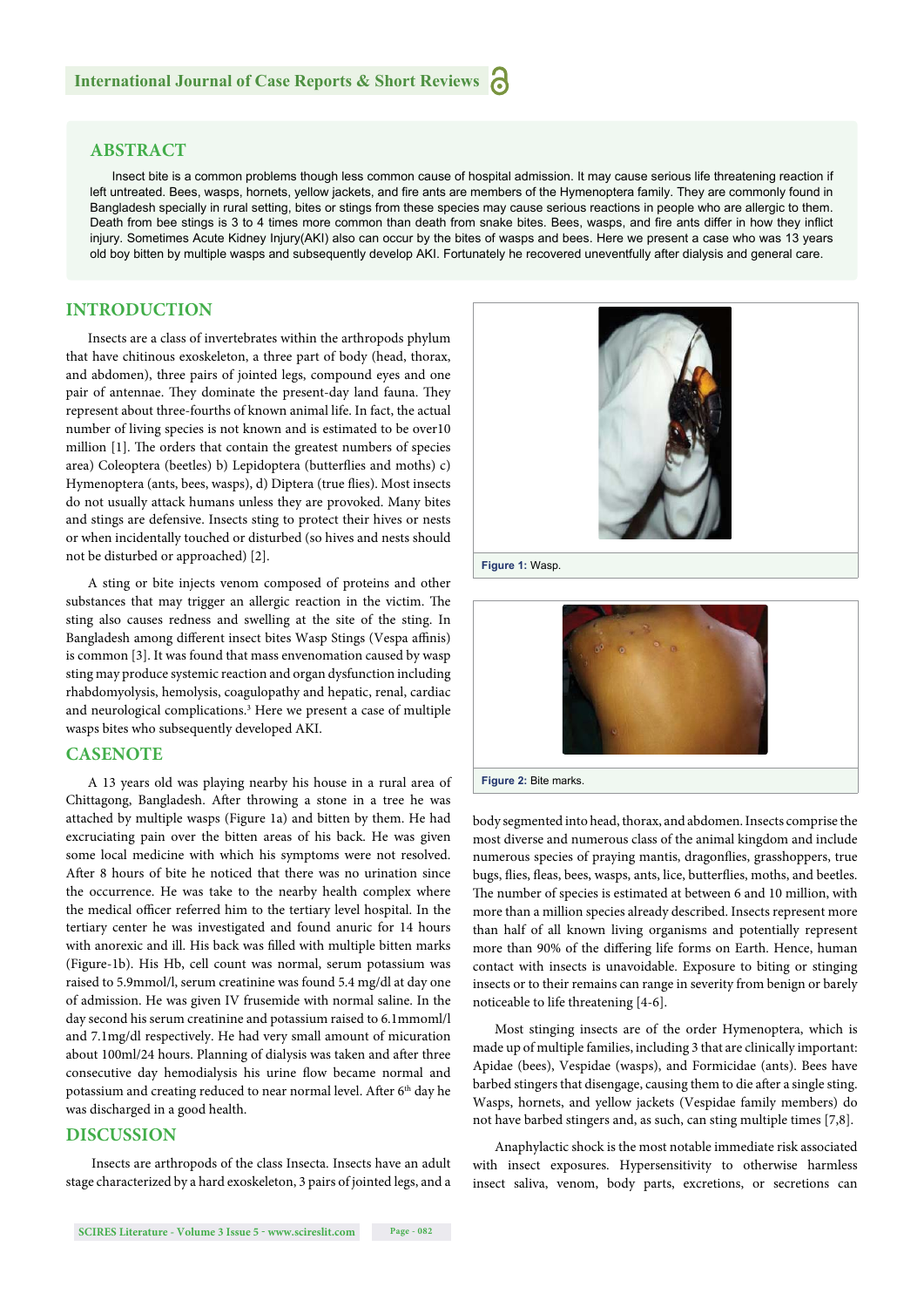## ABSTRACT

Insect bite is a common problems though less common cause of hospital admission. It may cause serious life threatening reaction if left untreated. Bees, wasps, hornets, yellow jackets, and fire ants are members of the Hymenoptera family. They are commonly found in Bangladesh specially in rural setting, bites or stings from these species may cause serious reactions in people who are allergic to them. Death from bee stings is 3 to 4 times more common than death from snake bites. Bees, wasps, and fire ants differ in how they inflict injury. Sometimes Acute Kidney Injury(AKI) also can occur by the bites of wasps and bees. Here we present a case who was 13 years old boy bitten by multiple wasps and subsequently develop AKI. Fortunately he recovered uneventfully after dialysis and general care.

## INTRODUCTION

Insects are a class of invertebrates within the arthropods phylum that have chitinous exoskeleton, a three part of body (head, thorax, and abdomen), three pairs of jointed legs, compound eyes and one pair of antennae. They dominate the present-day land fauna. They represent about three-fourths of known animal life. In fact, the actual number of living species is not known and is estimated to be over10 million [1]. The orders that contain the greatest numbers of species area) Coleoptera (beetles) b) Lepidoptera (butterflies and moths) c) Hymenoptera (ants, bees, wasps), d) Diptera (true flies). Most insects do not usually attack humans unless they are provoked. Many bites and stings are defensive. Insects sting to protect their hives or nests or when incidentally touched or disturbed (so hives and nests should not be disturbed or approached) [2].

A sting or bite injects venom composed of proteins and other substances that may trigger an allergic reaction in the victim. The sting also causes redness and swelling at the site of the sting. In Bangladesh among different insect bites Wasp Stings (Vespa affinis) is common [3]. It was found that mass envenomation caused by wasp sting may produce systemic reaction and organ dysfunction including rhabdomyolysis, hemolysis, coagulopathy and hepatic, renal, cardiac and neurological complications.[3] Here we present a case of multiple wasps bites who subsequently developed AKI.

Figure 1: Wasp.

Figure 2: Bite marks.

## CASENOTE

A 13 years old was playing nearby his house in a rural area of Chittagong, Bangladesh. After throwing a stone in a tree he was attached by multiple wasps (Figure 1a) and bitten by them. He had excruciating pain over the bitten areas of his back. He was given some local medicine with which his symptoms were not resolved. After 8 hours of bite he noticed that there was no urination since the occurrence. He was take to the nearby health complex where the medical officer referred him to the tertiary level hospital. In the tertiary center he was investigated and found anuric for 14 hours with anorexic and ill. His back was filled with multiple bitten marks (Figure-1b). His Hb, cell count was normal, serum potassium was raised to 5.9mmol/l, serum creatinine was found 5.4 mg/dl at day one of admission. He was given IV frusemide with normal saline. In the day second his serum creatinine and potassium raised to 6.1mmoml/l and 7.1mg/dl respectively. He had very small amount of micuration about 100ml/24 hours. Planning of dialysis was taken and after three consecutive day hemodialysis his urine flow became normal and potassium and creating reduced to near normal level. After 6th day he was discharged in a good health.

## DISCUSSION

Insects are arthropods of the class Insecta. Insects have an adult stage characterized by a hard exoskeleton, 3 pairs of jointed legs, and a body segmented into head, thorax, and abdomen. Insects comprise the most diverse and numerous class of the animal kingdom and include numerous species of praying mantis, dragonflies, grasshoppers, true bugs, flies, fleas, bees, wasps, ants, lice, butterflies, moths, and beetles. The number of species is estimated at between 6 and 10 million, with more than a million species already described. Insects represent more than half of all known living organisms and potentially represent more than 90% of the differing life forms on Earth. Hence, human contact with insects is unavoidable. Exposure to biting or stinging insects or to their remains can range in severity from benign or barely noticeable to life threatening [4-6].

Most stinging insects are of the order Hymenoptera, which is made up of multiple families, including 3 that are clinically important: Apidae (bees), Vespidae (wasps), and Formicidae (ants). Bees have barbed stingers that disengage, causing them to die after a single sting. Wasps, hornets, and yellow jackets (Vespidae family members) do not have barbed stingers and, as such, can sting multiple times [7,8].

Anaphylactic shock is the most notable immediate risk associated with insect exposures. Hypersensitivity to otherwise harmless insect saliva, venom, body parts, excretions, or secretions can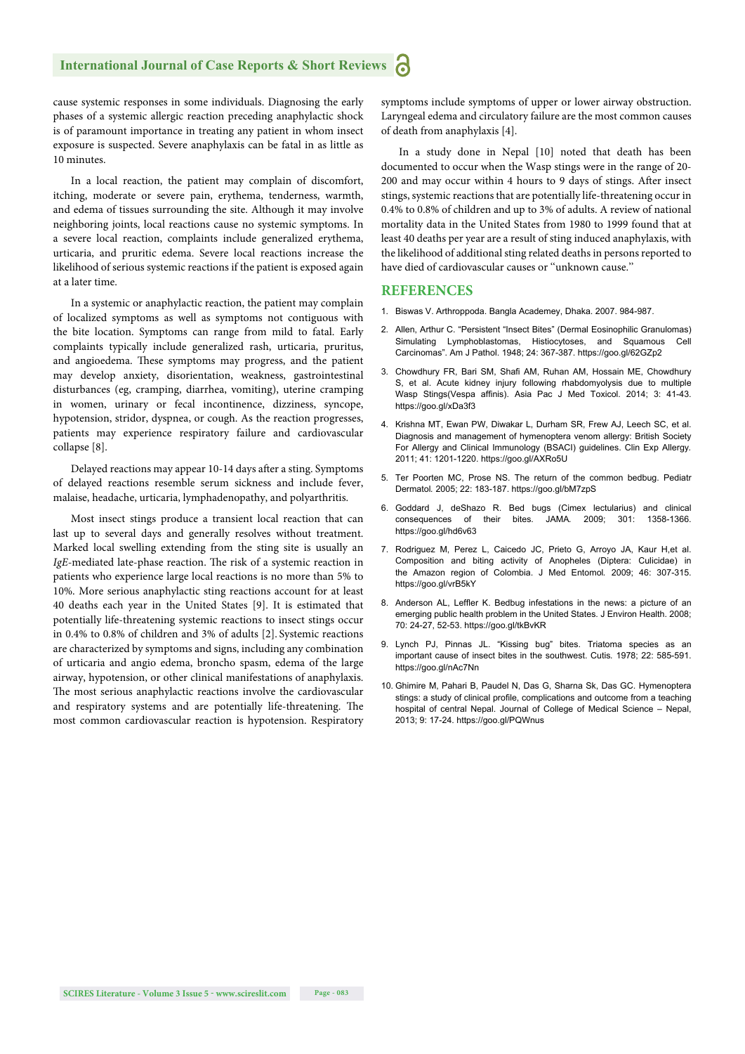cause systemic responses in some individuals. Diagnosing the early phases of a systemic allergic reaction preceding anaphylactic shock is of paramount importance in treating any patient in whom insect exposure is suspected. Severe anaphylaxis can be fatal in as little as 10 minutes.

In a local reaction, the patient may complain of discomfort, itching, moderate or severe pain, erythema, tenderness, warmth, and edema of tissues surrounding the site. Although it may involve neighboring joints, local reactions cause no systemic symptoms. In a severe local reaction, complaints include generalized erythema, urticaria, and pruritic edema. Severe local reactions increase the likelihood of serious systemic reactions if the patient is exposed again at a later time.

In a systemic or anaphylactic reaction, the patient may complain of localized symptoms as well as symptoms not contiguous with the bite location. Symptoms can range from mild to fatal. Early complaints typically include generalized rash, urticaria, pruritus, and angioedema. These symptoms may progress, and the patient may develop anxiety, disorientation, weakness, gastrointestinal disturbances (eg, cramping, diarrhea, vomiting), uterine cramping in women, urinary or fecal incontinence, dizziness, syncope, hypotension, stridor, dyspnea, or cough. As the reaction progresses, patients may experience respiratory failure and cardiovascular collapse [8].

Delayed reactions may appear 10-14 days after a sting. Symptoms of delayed reactions resemble serum sickness and include fever, malaise, headache, urticaria, lymphadenopathy, and polyarthritis.

Most insect stings produce a transient local reaction that can last up to several days and generally resolves without treatment. Marked local swelling extending from the sting site is usually an *IgE*-mediated late-phase reaction. The risk of a systemic reaction in patients who experience large local reactions is no more than 5% to 10%. More serious anaphylactic sting reactions account for at least 40 deaths each year in the United States [9]. It is estimated that potentially life-threatening systemic reactions to insect stings occur in 0.4% to 0.8% of children and 3% of adults [2]. Systemic reactions are characterized by symptoms and signs, including any combination of urticaria and angio edema, broncho spasm, edema of the large airway, hypotension, or other clinical manifestations of anaphylaxis. The most serious anaphylactic reactions involve the cardiovascular and respiratory systems and are potentially life-threatening. The most common cardiovascular reaction is hypotension. Respiratory symptoms include symptoms of upper or lower airway obstruction. Laryngeal edema and circulatory failure are the most common causes of death from anaphylaxis [4].

In a study done in Nepal [10] noted that death has been documented to occur when the Wasp stings were in the range of 20-200 and may occur within 4 hours to 9 days of stings. After insect stings, systemic reactions that are potentially life-threatening occur in 0.4% to 0.8% of children and up to 3% of adults. A review of national mortality data in the United States from 1980 to 1999 found that at least 40 deaths per year are a result of sting induced anaphylaxis, with the likelihood of additional sting related deaths in persons reported to have died of cardiovascular causes or "unknown cause."

## REFERENCES

1. Biswas V. Arthroppoda. Bangla Academey, Dhaka. 2007. 984-987.
2. Allen, Arthur C. "Persistent "Insect Bites" (Dermal Eosinophilic Granulomas) Simulating Lymphoblastomas, Histiocytoses, and Squamous Cell Carcinomas". Am J Pathol. 1948; 24: 367-387. https://goo.gl/62GZp2
3. Chowdhury FR, Bari SM, Shafi AM, Ruhan AM, Hossain ME, Chowdhury S, et al. Acute kidney injury following rhabdomyolysis due to multiple Wasp Stings(Vespa affinis). Asia Pac J Med Toxicol. 2014; 3: 41-43. https://goo.gl/xDa3f3
4. Krishna MT, Ewan PW, Diwakar L, Durham SR, Frew AJ, Leech SC, et al. Diagnosis and management of hymenoptera venom allergy: British Society For Allergy and Clinical Immunology (BSACI) guidelines. Clin Exp Allergy. 2011; 41: 1201-1220. https://goo.gl/AXRo5U
5. Ter Poorten MC, Prose NS. The return of the common bedbug. Pediatr Dermatol. 2005; 22: 183-187. https://goo.gl/bM7zpS
6. Goddard J, deShazo R. Bed bugs (Cimex lectularius) and clinical consequences of their bites. JAMA. 2009; 301: 1358-1366. https://goo.gl/hd6v63
7. Rodriguez M, Perez L, Caicedo JC, Prieto G, Arroyo JA, Kaur H,et al. Composition and biting activity of Anopheles (Diptera: Culicidae) in the Amazon region of Colombia. J Med Entomol. 2009; 46: 307-315. https://goo.gl/vrB5kY
8. Anderson AL, Leffler K. Bedbug infestations in the news: a picture of an emerging public health problem in the United States. J Environ Health. 2008; 70: 24-27, 52-53. https://goo.gl/tkBvKR
9. Lynch PJ, Pinnas JL. "Kissing bug" bites. Triatoma species as an important cause of insect bites in the southwest. Cutis. 1978; 22: 585-591. https://goo.gl/nAc7Nn
10. Ghimire M, Pahari B, Paudel N, Das G, Sharna Sk, Das GC. Hymenoptera stings: a study of clinical profile, complications and outcome from a teaching hospital of central Nepal. Journal of College of Medical Science – Nepal, 2013; 9: 17-24. https://goo.gl/PQWnus